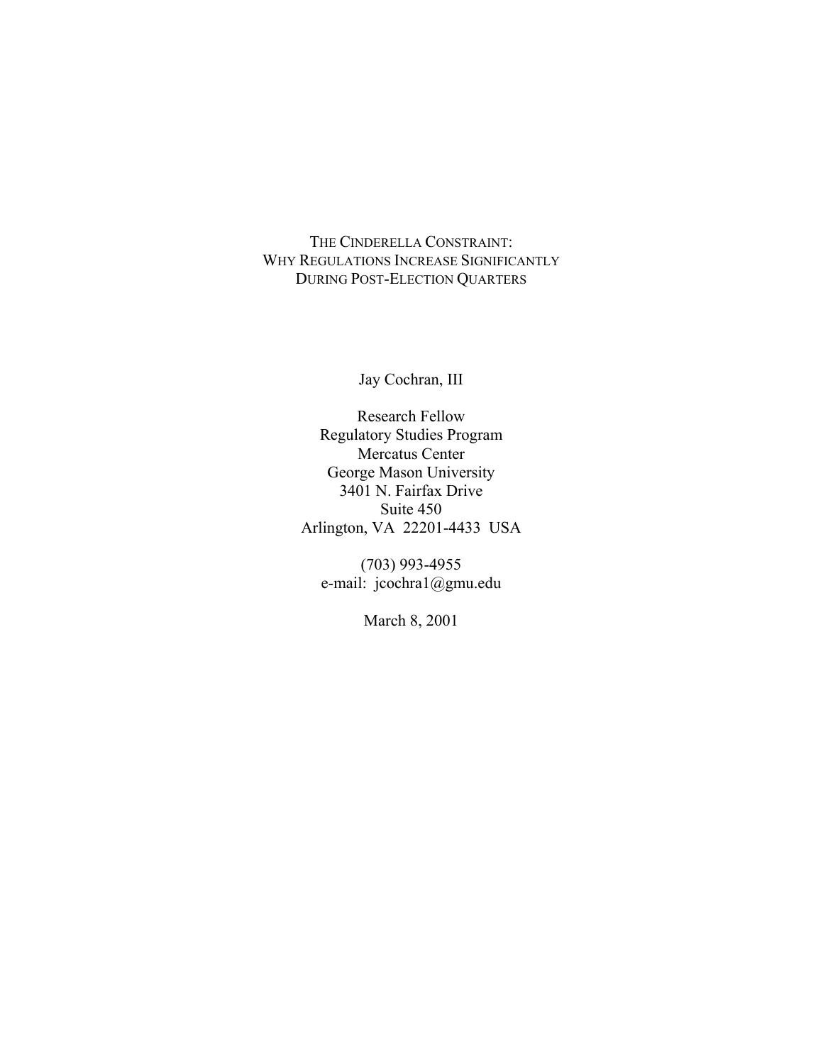# THE CINDERELLA CONSTRAINT: WHY REGULATIONS INCREASE SIGNIFICANTLY DURING POST-ELECTION QUARTERS

Jay Cochran, III

Research Fellow
Regulatory Studies Program
Mercatus Center
George Mason University
3401 N. Fairfax Drive
Suite 450
Arlington, VA 22201-4433 USA

(703) 993-4955
e-mail: jcochra1@gmu.edu

March 8, 2001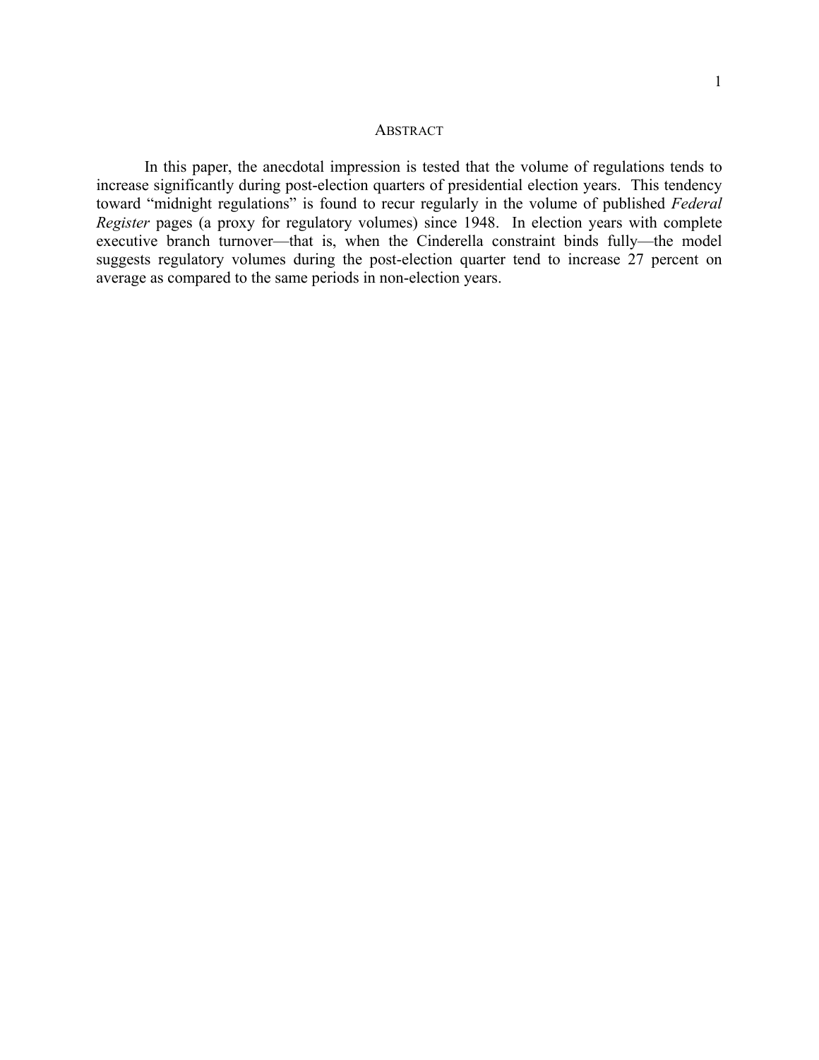## Abstract

In this paper, the anecdotal impression is tested that the volume of regulations tends to increase significantly during post-election quarters of presidential election years. This tendency toward "midnight regulations" is found to recur regularly in the volume of published *Federal Register* pages (a proxy for regulatory volumes) since 1948. In election years with complete executive branch turnover—that is, when the Cinderella constraint binds fully—the model suggests regulatory volumes during the post-election quarter tend to increase 27 percent on average as compared to the same periods in non-election years.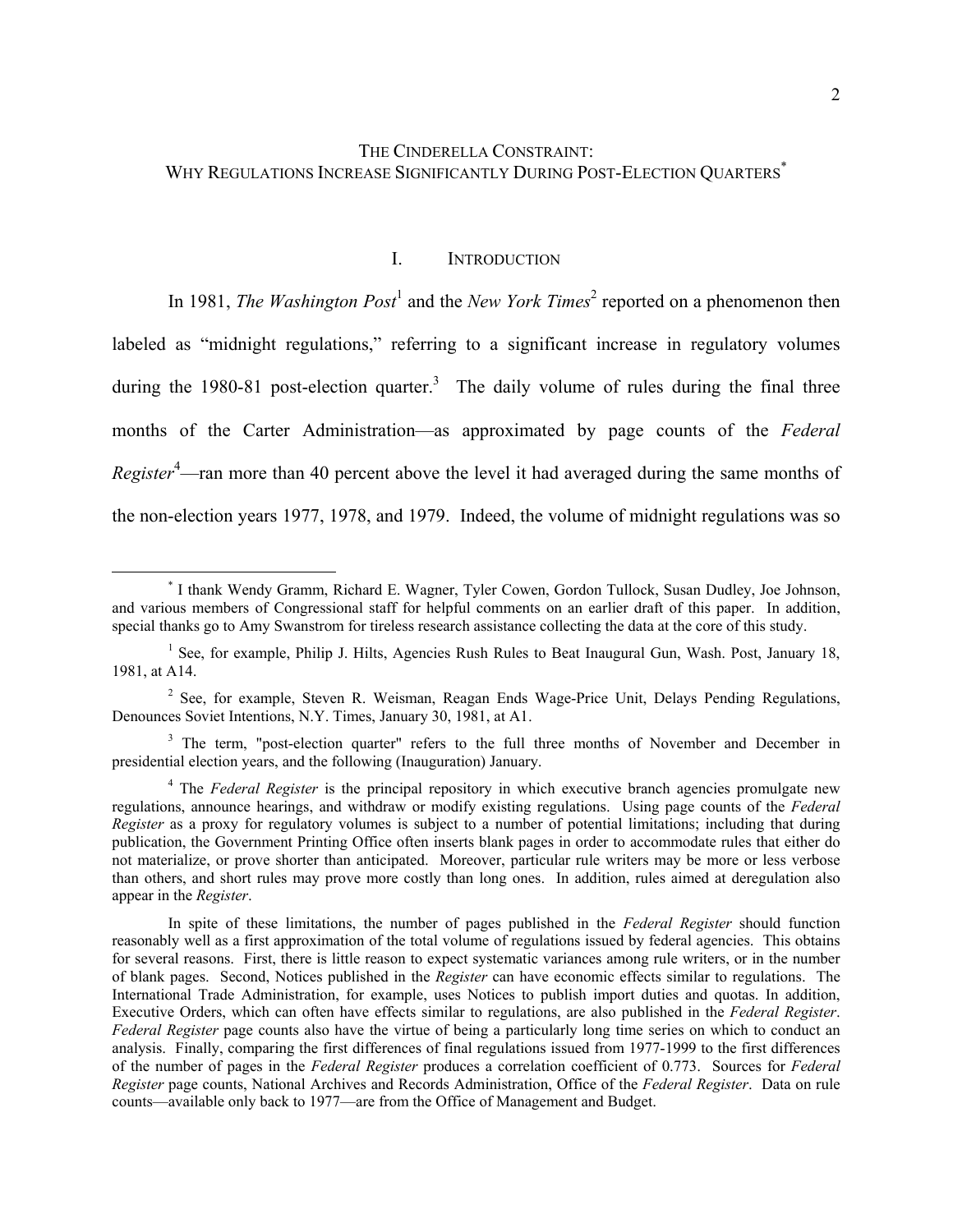# THE CINDERELLA CONSTRAINT: WHY REGULATIONS INCREASE SIGNIFICANTLY DURING POST-ELECTION QUARTERS*

## I. INTRODUCTION

In 1981, *The Washington Post*[1] and the *New York Times*[2] reported on a phenomenon then labeled as "midnight regulations," referring to a significant increase in regulatory volumes during the 1980-81 post-election quarter.[3] The daily volume of rules during the final three months of the Carter Administration—as approximated by page counts of the *Federal Register*[4]—ran more than 40 percent above the level it had averaged during the same months of the non-election years 1977, 1978, and 1979. Indeed, the volume of midnight regulations was so

---

\* I thank Wendy Gramm, Richard E. Wagner, Tyler Cowen, Gordon Tullock, Susan Dudley, Joe Johnson, and various members of Congressional staff for helpful comments on an earlier draft of this paper. In addition, special thanks go to Amy Swanstrom for tireless research assistance collecting the data at the core of this study.

[1] See, for example, Philip J. Hilts, Agencies Rush Rules to Beat Inaugural Gun, Wash. Post, January 18, 1981, at A14.

[2] See, for example, Steven R. Weisman, Reagan Ends Wage-Price Unit, Delays Pending Regulations, Denounces Soviet Intentions, N.Y. Times, January 30, 1981, at A1.

[3] The term, "post-election quarter" refers to the full three months of November and December in presidential election years, and the following (Inauguration) January.

[4] The *Federal Register* is the principal repository in which executive branch agencies promulgate new regulations, announce hearings, and withdraw or modify existing regulations. Using page counts of the *Federal Register* as a proxy for regulatory volumes is subject to a number of potential limitations; including that during publication, the Government Printing Office often inserts blank pages in order to accommodate rules that either do not materialize, or prove shorter than anticipated. Moreover, particular rule writers may be more or less verbose than others, and short rules may prove more costly than long ones. In addition, rules aimed at deregulation also appear in the *Register*.

In spite of these limitations, the number of pages published in the *Federal Register* should function reasonably well as a first approximation of the total volume of regulations issued by federal agencies. This obtains for several reasons. First, there is little reason to expect systematic variances among rule writers, or in the number of blank pages. Second, Notices published in the *Register* can have economic effects similar to regulations. The International Trade Administration, for example, uses Notices to publish import duties and quotas. In addition, Executive Orders, which can often have effects similar to regulations, are also published in the *Federal Register*. *Federal Register* page counts also have the virtue of being a particularly long time series on which to conduct an analysis. Finally, comparing the first differences of final regulations issued from 1977-1999 to the first differences of the number of pages in the *Federal Register* produces a correlation coefficient of 0.773. Sources for *Federal Register* page counts, National Archives and Records Administration, Office of the *Federal Register*. Data on rule counts—available only back to 1977—are from the Office of Management and Budget.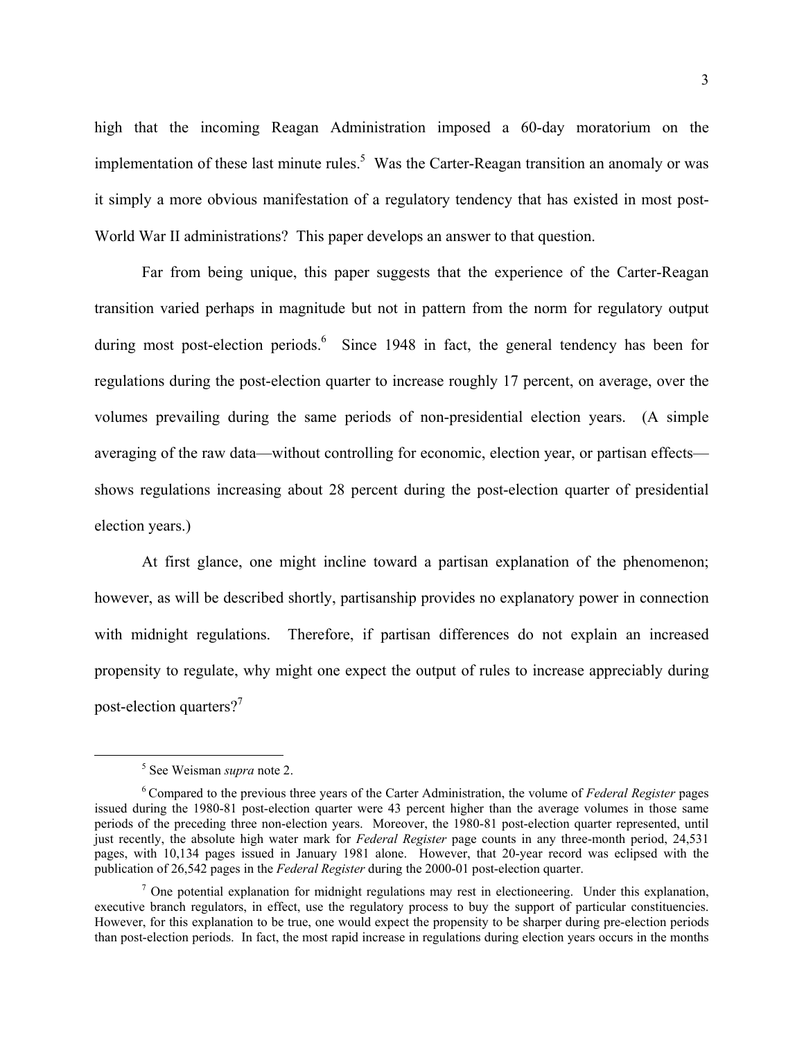high that the incoming Reagan Administration imposed a 60-day moratorium on the implementation of these last minute rules.[5] Was the Carter-Reagan transition an anomaly or was it simply a more obvious manifestation of a regulatory tendency that has existed in most post-World War II administrations? This paper develops an answer to that question.

Far from being unique, this paper suggests that the experience of the Carter-Reagan transition varied perhaps in magnitude but not in pattern from the norm for regulatory output during most post-election periods.[6] Since 1948 in fact, the general tendency has been for regulations during the post-election quarter to increase roughly 17 percent, on average, over the volumes prevailing during the same periods of non-presidential election years. (A simple averaging of the raw data—without controlling for economic, election year, or partisan effects—shows regulations increasing about 28 percent during the post-election quarter of presidential election years.)

At first glance, one might incline toward a partisan explanation of the phenomenon; however, as will be described shortly, partisanship provides no explanatory power in connection with midnight regulations. Therefore, if partisan differences do not explain an increased propensity to regulate, why might one expect the output of rules to increase appreciably during post-election quarters?[7]

---

[5] See Weisman *supra* note 2.

[6] Compared to the previous three years of the Carter Administration, the volume of *Federal Register* pages issued during the 1980-81 post-election quarter were 43 percent higher than the average volumes in those same periods of the preceding three non-election years. Moreover, the 1980-81 post-election quarter represented, until just recently, the absolute high water mark for *Federal Register* page counts in any three-month period, 24,531 pages, with 10,134 pages issued in January 1981 alone. However, that 20-year record was eclipsed with the publication of 26,542 pages in the *Federal Register* during the 2000-01 post-election quarter.

[7] One potential explanation for midnight regulations may rest in electioneering. Under this explanation, executive branch regulators, in effect, use the regulatory process to buy the support of particular constituencies. However, for this explanation to be true, one would expect the propensity to be sharper during pre-election periods than post-election periods. In fact, the most rapid increase in regulations during election years occurs in the months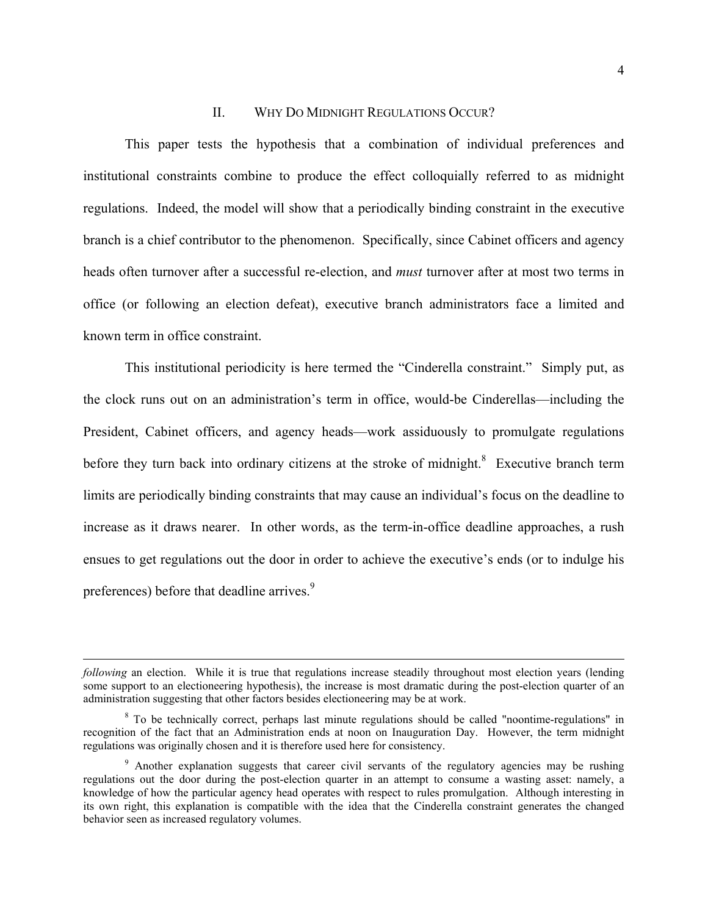## II. WHY DO MIDNIGHT REGULATIONS OCCUR?

This paper tests the hypothesis that a combination of individual preferences and institutional constraints combine to produce the effect colloquially referred to as midnight regulations. Indeed, the model will show that a periodically binding constraint in the executive branch is a chief contributor to the phenomenon. Specifically, since Cabinet officers and agency heads often turnover after a successful re-election, and *must* turnover after at most two terms in office (or following an election defeat), executive branch administrators face a limited and known term in office constraint.

This institutional periodicity is here termed the "Cinderella constraint." Simply put, as the clock runs out on an administration's term in office, would-be Cinderellas—including the President, Cabinet officers, and agency heads—work assiduously to promulgate regulations before they turn back into ordinary citizens at the stroke of midnight.[8] Executive branch term limits are periodically binding constraints that may cause an individual's focus on the deadline to increase as it draws nearer. In other words, as the term-in-office deadline approaches, a rush ensues to get regulations out the door in order to achieve the executive's ends (or to indulge his preferences) before that deadline arrives.[9]

---

*following* an election. While it is true that regulations increase steadily throughout most election years (lending some support to an electioneering hypothesis), the increase is most dramatic during the post-election quarter of an administration suggesting that other factors besides electioneering may be at work.

[8] To be technically correct, perhaps last minute regulations should be called "noontime-regulations" in recognition of the fact that an Administration ends at noon on Inauguration Day. However, the term midnight regulations was originally chosen and it is therefore used here for consistency.

[9] Another explanation suggests that career civil servants of the regulatory agencies may be rushing regulations out the door during the post-election quarter in an attempt to consume a wasting asset: namely, a knowledge of how the particular agency head operates with respect to rules promulgation. Although interesting in its own right, this explanation is compatible with the idea that the Cinderella constraint generates the changed behavior seen as increased regulatory volumes.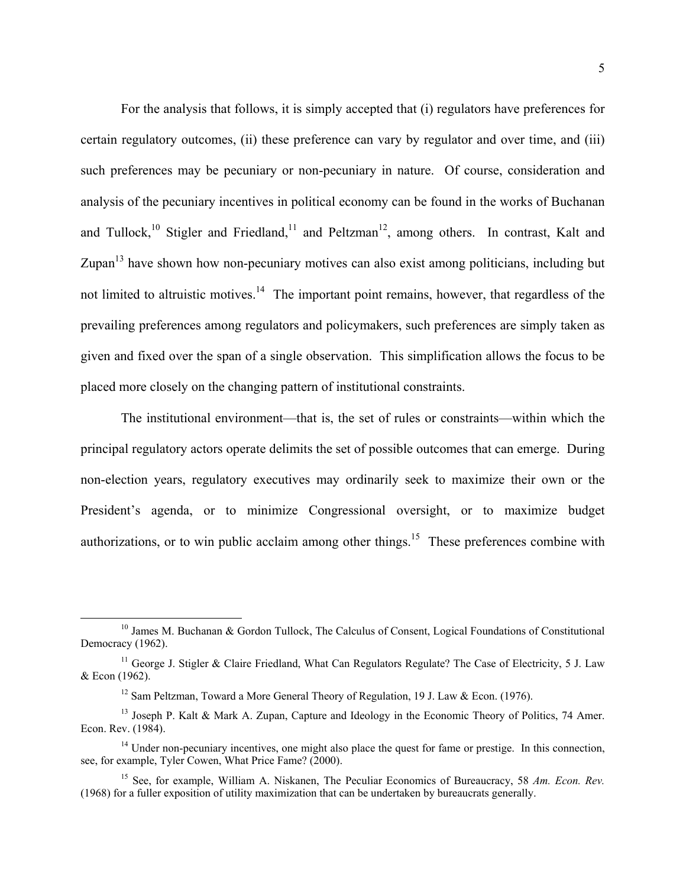For the analysis that follows, it is simply accepted that (i) regulators have preferences for certain regulatory outcomes, (ii) these preference can vary by regulator and over time, and (iii) such preferences may be pecuniary or non-pecuniary in nature. Of course, consideration and analysis of the pecuniary incentives in political economy can be found in the works of Buchanan and Tullock,[10] Stigler and Friedland,[11] and Peltzman[12], among others. In contrast, Kalt and Zupan[13] have shown how non-pecuniary motives can also exist among politicians, including but not limited to altruistic motives.[14] The important point remains, however, that regardless of the prevailing preferences among regulators and policymakers, such preferences are simply taken as given and fixed over the span of a single observation. This simplification allows the focus to be placed more closely on the changing pattern of institutional constraints.

The institutional environment—that is, the set of rules or constraints—within which the principal regulatory actors operate delimits the set of possible outcomes that can emerge. During non-election years, regulatory executives may ordinarily seek to maximize their own or the President's agenda, or to minimize Congressional oversight, or to maximize budget authorizations, or to win public acclaim among other things.[15] These preferences combine with

---

[10] James M. Buchanan & Gordon Tullock, The Calculus of Consent, Logical Foundations of Constitutional Democracy (1962).

[11] George J. Stigler & Claire Friedland, What Can Regulators Regulate? The Case of Electricity, 5 J. Law & Econ (1962).

[12] Sam Peltzman, Toward a More General Theory of Regulation, 19 J. Law & Econ. (1976).

[13] Joseph P. Kalt & Mark A. Zupan, Capture and Ideology in the Economic Theory of Politics, 74 Amer. Econ. Rev. (1984).

[14] Under non-pecuniary incentives, one might also place the quest for fame or prestige. In this connection, see, for example, Tyler Cowen, What Price Fame? (2000).

[15] See, for example, William A. Niskanen, The Peculiar Economics of Bureaucracy, 58 *Am. Econ. Rev.* (1968) for a fuller exposition of utility maximization that can be undertaken by bureaucrats generally.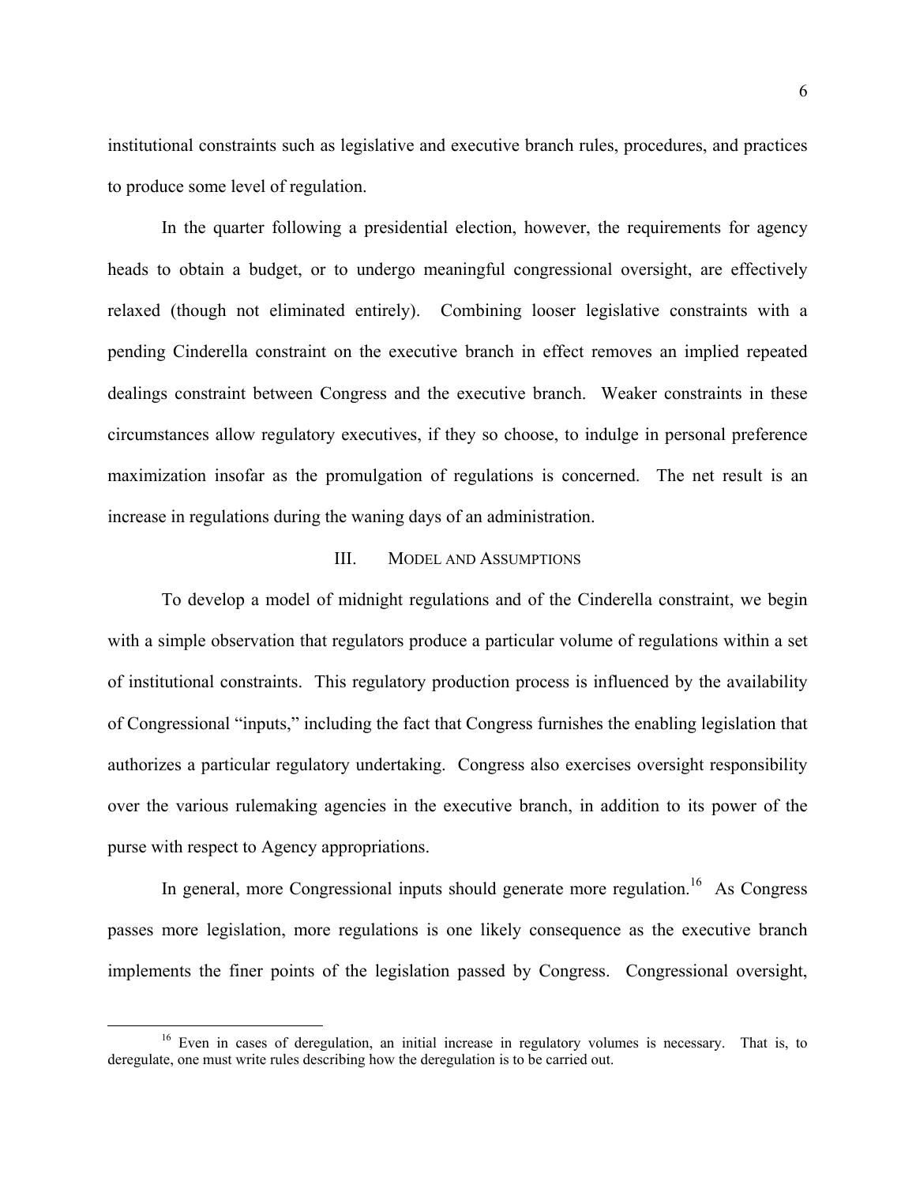institutional constraints such as legislative and executive branch rules, procedures, and practices to produce some level of regulation.

In the quarter following a presidential election, however, the requirements for agency heads to obtain a budget, or to undergo meaningful congressional oversight, are effectively relaxed (though not eliminated entirely). Combining looser legislative constraints with a pending Cinderella constraint on the executive branch in effect removes an implied repeated dealings constraint between Congress and the executive branch. Weaker constraints in these circumstances allow regulatory executives, if they so choose, to indulge in personal preference maximization insofar as the promulgation of regulations is concerned. The net result is an increase in regulations during the waning days of an administration.

## III. Model and Assumptions

To develop a model of midnight regulations and of the Cinderella constraint, we begin with a simple observation that regulators produce a particular volume of regulations within a set of institutional constraints. This regulatory production process is influenced by the availability of Congressional "inputs," including the fact that Congress furnishes the enabling legislation that authorizes a particular regulatory undertaking. Congress also exercises oversight responsibility over the various rulemaking agencies in the executive branch, in addition to its power of the purse with respect to Agency appropriations.

In general, more Congressional inputs should generate more regulation.[16] As Congress passes more legislation, more regulations is one likely consequence as the executive branch implements the finer points of the legislation passed by Congress. Congressional oversight,

[16] Even in cases of deregulation, an initial increase in regulatory volumes is necessary. That is, to deregulate, one must write rules describing how the deregulation is to be carried out.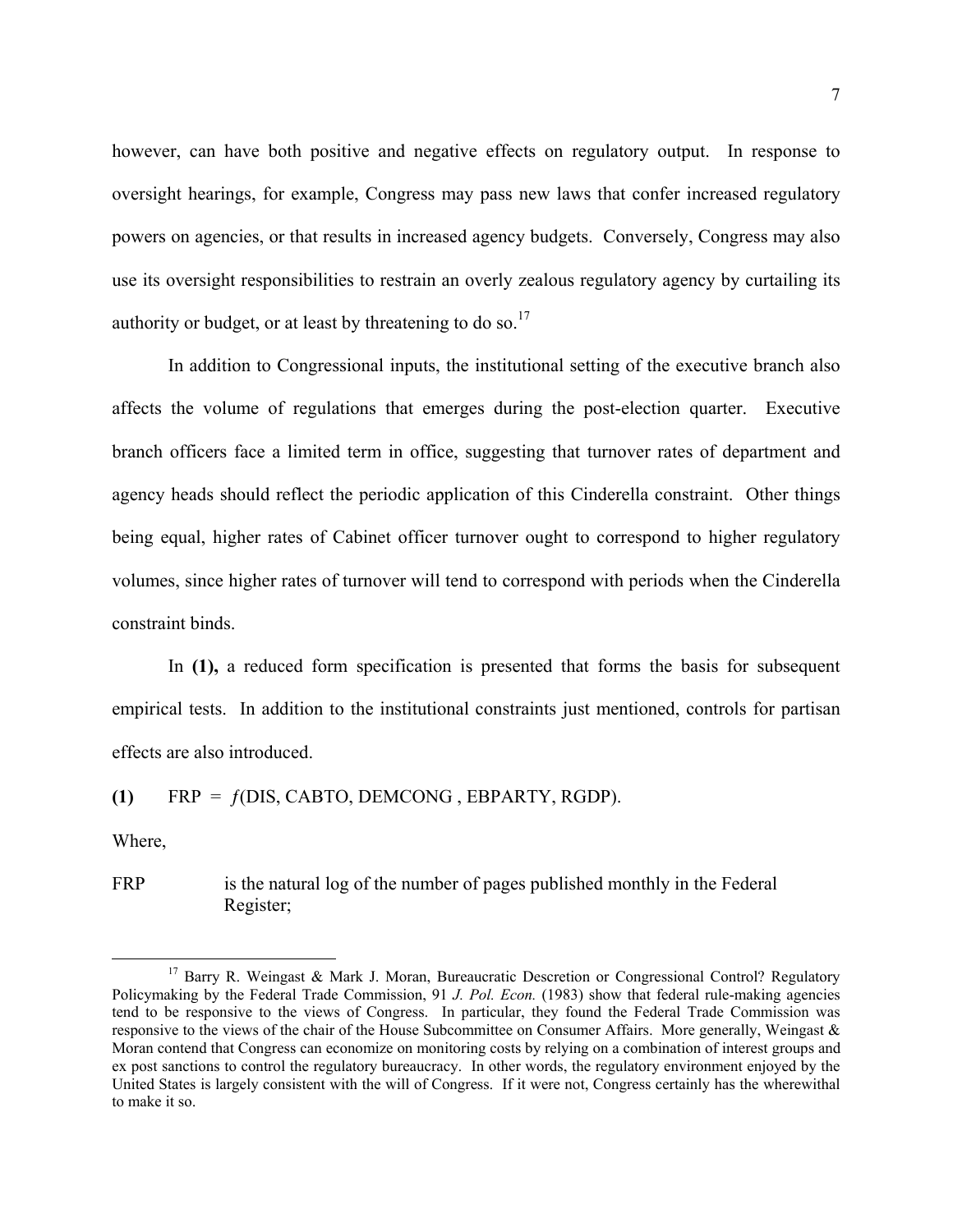however, can have both positive and negative effects on regulatory output. In response to oversight hearings, for example, Congress may pass new laws that confer increased regulatory powers on agencies, or that results in increased agency budgets. Conversely, Congress may also use its oversight responsibilities to restrain an overly zealous regulatory agency by curtailing its authority or budget, or at least by threatening to do so.[17]

In addition to Congressional inputs, the institutional setting of the executive branch also affects the volume of regulations that emerges during the post-election quarter. Executive branch officers face a limited term in office, suggesting that turnover rates of department and agency heads should reflect the periodic application of this Cinderella constraint. Other things being equal, higher rates of Cabinet officer turnover ought to correspond to higher regulatory volumes, since higher rates of turnover will tend to correspond with periods when the Cinderella constraint binds.

In **(1),** a reduced form specification is presented that forms the basis for subsequent empirical tests. In addition to the institutional constraints just mentioned, controls for partisan effects are also introduced.

**(1)** FRP = $f$(DIS, CABTO, DEMCONG , EBPARTY, RGDP).

Where,

FRP is the natural log of the number of pages published monthly in the Federal Register;

[17] Barry R. Weingast & Mark J. Moran, Bureaucratic Descretion or Congressional Control? Regulatory Policymaking by the Federal Trade Commission, 91 *J. Pol. Econ.* (1983) show that federal rule-making agencies tend to be responsive to the views of Congress. In particular, they found the Federal Trade Commission was responsive to the views of the chair of the House Subcommittee on Consumer Affairs. More generally, Weingast & Moran contend that Congress can economize on monitoring costs by relying on a combination of interest groups and ex post sanctions to control the regulatory bureaucracy. In other words, the regulatory environment enjoyed by the United States is largely consistent with the will of Congress. If it were not, Congress certainly has the wherewithal to make it so.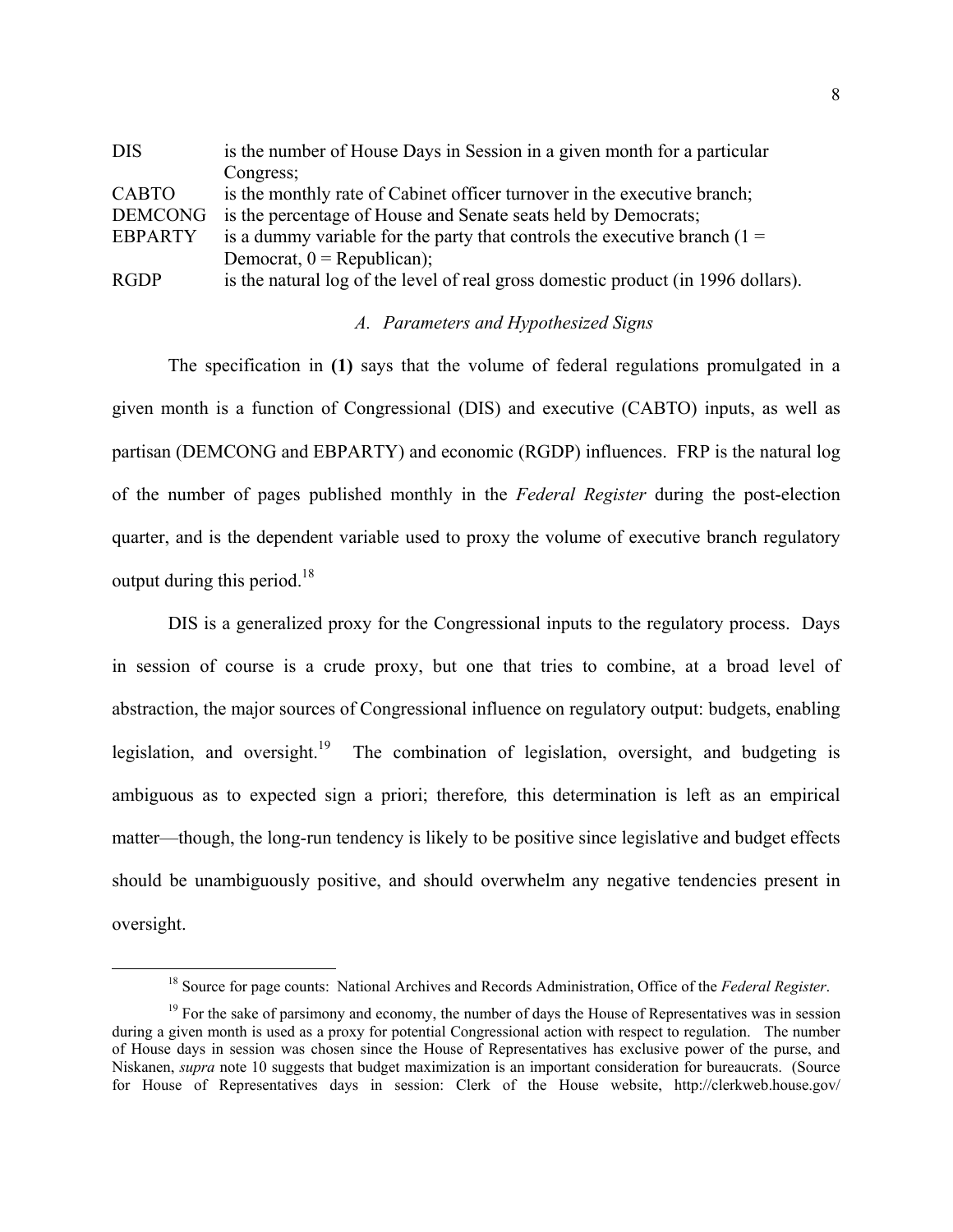| | |
|---|---|
| DIS | is the number of House Days in Session in a given month for a particular Congress; |
| CABTO | is the monthly rate of Cabinet officer turnover in the executive branch; |
| DEMCONG | is the percentage of House and Senate seats held by Democrats; |
| EBPARTY | is a dummy variable for the party that controls the executive branch (1 = Democrat, 0 = Republican); |
| RGDP | is the natural log of the level of real gross domestic product (in 1996 dollars). |

### *A. Parameters and Hypothesized Signs*

The specification in **(1)** says that the volume of federal regulations promulgated in a given month is a function of Congressional (DIS) and executive (CABTO) inputs, as well as partisan (DEMCONG and EBPARTY) and economic (RGDP) influences. FRP is the natural log of the number of pages published monthly in the *Federal Register* during the post-election quarter, and is the dependent variable used to proxy the volume of executive branch regulatory output during this period.[18]

DIS is a generalized proxy for the Congressional inputs to the regulatory process. Days in session of course is a crude proxy, but one that tries to combine, at a broad level of abstraction, the major sources of Congressional influence on regulatory output: budgets, enabling legislation, and oversight.[19] The combination of legislation, oversight, and budgeting is ambiguous as to expected sign a priori; therefore*,* this determination is left as an empirical matter—though, the long-run tendency is likely to be positive since legislative and budget effects should be unambiguously positive, and should overwhelm any negative tendencies present in oversight.

---

[18] Source for page counts: National Archives and Records Administration, Office of the *Federal Register*.

[19] For the sake of parsimony and economy, the number of days the House of Representatives was in session during a given month is used as a proxy for potential Congressional action with respect to regulation. The number of House days in session was chosen since the House of Representatives has exclusive power of the purse, and Niskanen, *supra* note 10 suggests that budget maximization is an important consideration for bureaucrats. (Source for House of Representatives days in session: Clerk of the House website, http://clerkweb.house.gov/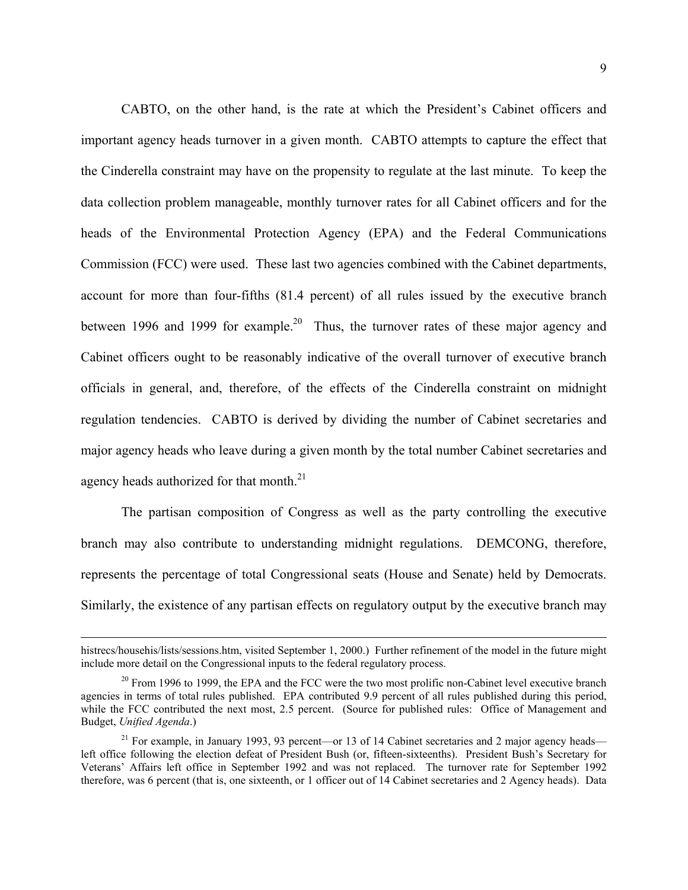CABTO, on the other hand, is the rate at which the President's Cabinet officers and important agency heads turnover in a given month. CABTO attempts to capture the effect that the Cinderella constraint may have on the propensity to regulate at the last minute. To keep the data collection problem manageable, monthly turnover rates for all Cabinet officers and for the heads of the Environmental Protection Agency (EPA) and the Federal Communications Commission (FCC) were used. These last two agencies combined with the Cabinet departments, account for more than four-fifths (81.4 percent) of all rules issued by the executive branch between 1996 and 1999 for example.[20] Thus, the turnover rates of these major agency and Cabinet officers ought to be reasonably indicative of the overall turnover of executive branch officials in general, and, therefore, of the effects of the Cinderella constraint on midnight regulation tendencies. CABTO is derived by dividing the number of Cabinet secretaries and major agency heads who leave during a given month by the total number Cabinet secretaries and agency heads authorized for that month.[21]

The partisan composition of Congress as well as the party controlling the executive branch may also contribute to understanding midnight regulations. DEMCONG, therefore, represents the percentage of total Congressional seats (House and Senate) held by Democrats. Similarly, the existence of any partisan effects on regulatory output by the executive branch may

---

histrecs/househis/lists/sessions.htm, visited September 1, 2000.) Further refinement of the model in the future might include more detail on the Congressional inputs to the federal regulatory process.

[20] From 1996 to 1999, the EPA and the FCC were the two most prolific non-Cabinet level executive branch agencies in terms of total rules published. EPA contributed 9.9 percent of all rules published during this period, while the FCC contributed the next most, 2.5 percent. (Source for published rules: Office of Management and Budget, *Unified Agenda*.)

[21] For example, in January 1993, 93 percent—or 13 of 14 Cabinet secretaries and 2 major agency heads—left office following the election defeat of President Bush (or, fifteen-sixteenths). President Bush's Secretary for Veterans' Affairs left office in September 1992 and was not replaced. The turnover rate for September 1992 therefore, was 6 percent (that is, one sixteenth, or 1 officer out of 14 Cabinet secretaries and 2 Agency heads). Data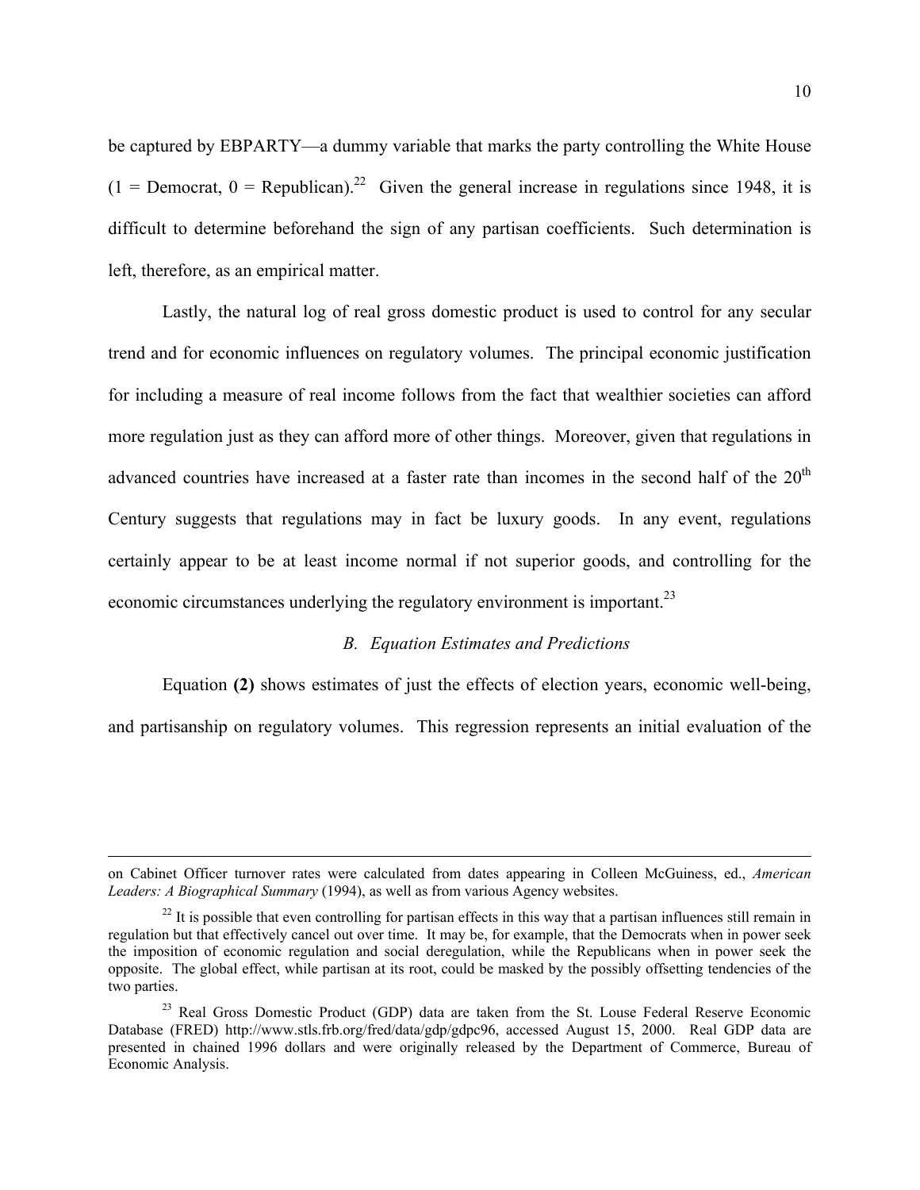be captured by EBPARTY—a dummy variable that marks the party controlling the White House (1 = Democrat, 0 = Republican).[22] Given the general increase in regulations since 1948, it is difficult to determine beforehand the sign of any partisan coefficients. Such determination is left, therefore, as an empirical matter.

Lastly, the natural log of real gross domestic product is used to control for any secular trend and for economic influences on regulatory volumes. The principal economic justification for including a measure of real income follows from the fact that wealthier societies can afford more regulation just as they can afford more of other things. Moreover, given that regulations in advanced countries have increased at a faster rate than incomes in the second half of the 20th Century suggests that regulations may in fact be luxury goods. In any event, regulations certainly appear to be at least income normal if not superior goods, and controlling for the economic circumstances underlying the regulatory environment is important.[23]

### *B. Equation Estimates and Predictions*

Equation **(2)** shows estimates of just the effects of election years, economic well-being, and partisanship on regulatory volumes. This regression represents an initial evaluation of the

---

on Cabinet Officer turnover rates were calculated from dates appearing in Colleen McGuiness, ed., *American Leaders: A Biographical Summary* (1994), as well as from various Agency websites.

[22] It is possible that even controlling for partisan effects in this way that a partisan influences still remain in regulation but that effectively cancel out over time. It may be, for example, that the Democrats when in power seek the imposition of economic regulation and social deregulation, while the Republicans when in power seek the opposite. The global effect, while partisan at its root, could be masked by the possibly offsetting tendencies of the two parties.

[23] Real Gross Domestic Product (GDP) data are taken from the St. Louse Federal Reserve Economic Database (FRED) http://www.stls.frb.org/fred/data/gdp/gdpc96, accessed August 15, 2000. Real GDP data are presented in chained 1996 dollars and were originally released by the Department of Commerce, Bureau of Economic Analysis.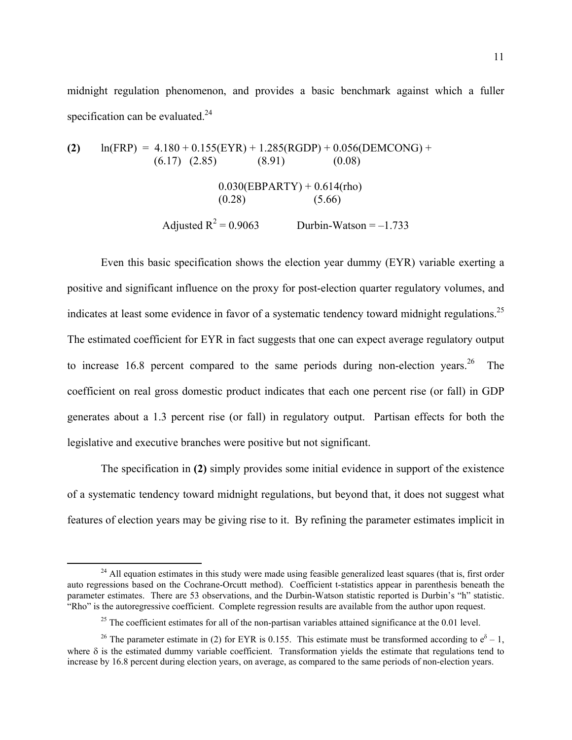midnight regulation phenomenon, and provides a basic benchmark against which a fuller specification can be evaluated.[24]

$$\textbf{(2)} \qquad \underset{}{\ln(FRP)} = \underset{(6.17)}{4.180} + \underset{(2.85)}{0.155}(EYR) + \underset{(8.91)}{1.285}(RGDP) + \underset{(0.08)}{0.056}(DEMCONG) +$$

$$\underset{(0.28)}{0.030}(EBPARTY) + \underset{(5.66)}{0.614}(rho)$$

$$\text{Adjusted } R^2 = 0.9063 \qquad \text{Durbin-Watson} = -1.733$$

Even this basic specification shows the election year dummy (EYR) variable exerting a positive and significant influence on the proxy for post-election quarter regulatory volumes, and indicates at least some evidence in favor of a systematic tendency toward midnight regulations.[25] The estimated coefficient for EYR in fact suggests that one can expect average regulatory output to increase 16.8 percent compared to the same periods during non-election years.[26] The coefficient on real gross domestic product indicates that each one percent rise (or fall) in GDP generates about a 1.3 percent rise (or fall) in regulatory output. Partisan effects for both the legislative and executive branches were positive but not significant.

The specification in **(2)** simply provides some initial evidence in support of the existence of a systematic tendency toward midnight regulations, but beyond that, it does not suggest what features of election years may be giving rise to it. By refining the parameter estimates implicit in

---

[24] All equation estimates in this study were made using feasible generalized least squares (that is, first order auto regressions based on the Cochrane-Orcutt method). Coefficient t-statistics appear in parenthesis beneath the parameter estimates. There are 53 observations, and the Durbin-Watson statistic reported is Durbin's "h" statistic. "Rho" is the autoregressive coefficient. Complete regression results are available from the author upon request.

[25] The coefficient estimates for all of the non-partisan variables attained significance at the 0.01 level.

[26] The parameter estimate in (2) for EYR is 0.155. This estimate must be transformed according to $e^{\delta} - 1$, where $\delta$ is the estimated dummy variable coefficient. Transformation yields the estimate that regulations tend to increase by 16.8 percent during election years, on average, as compared to the same periods of non-election years.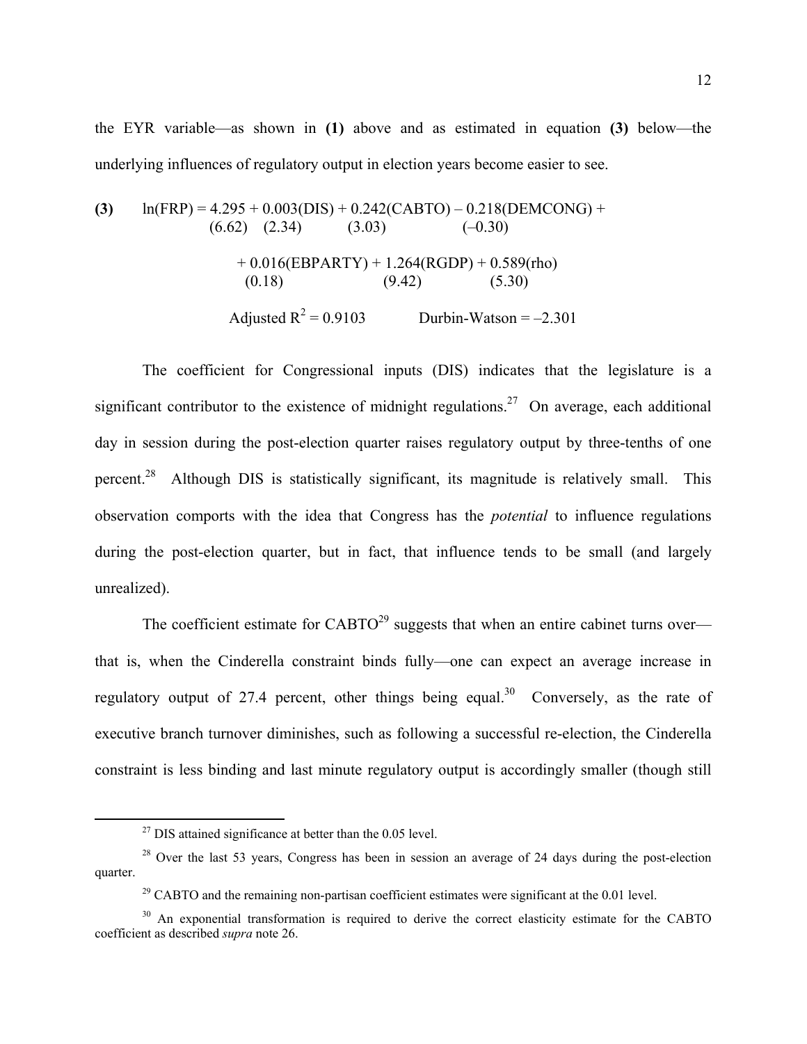the EYR variable—as shown in **(1)** above and as estimated in equation **(3)** below—the underlying influences of regulatory output in election years become easier to see.

$$\textbf{(3)} \quad \ln(FRP) = \underset{(6.62)}{4.295} + \underset{(2.34)}{0.003}(DIS) + \underset{(3.03)}{0.242}(CABTO) - \underset{(-0.30)}{0.218}(DEMCONG) +$$

$$+ \underset{(0.18)}{0.016}(EBPARTY) + \underset{(9.42)}{1.264}(RGDP) + \underset{(5.30)}{0.589}(rho)$$

$$\text{Adjusted } R^2 = 0.9103 \qquad \text{Durbin-Watson} = -2.301$$

The coefficient for Congressional inputs (DIS) indicates that the legislature is a significant contributor to the existence of midnight regulations.[27] On average, each additional day in session during the post-election quarter raises regulatory output by three-tenths of one percent.[28] Although DIS is statistically significant, its magnitude is relatively small. This observation comports with the idea that Congress has the *potential* to influence regulations during the post-election quarter, but in fact, that influence tends to be small (and largely unrealized).

The coefficient estimate for CABTO[29] suggests that when an entire cabinet turns over—that is, when the Cinderella constraint binds fully—one can expect an average increase in regulatory output of 27.4 percent, other things being equal.[30] Conversely, as the rate of executive branch turnover diminishes, such as following a successful re-election, the Cinderella constraint is less binding and last minute regulatory output is accordingly smaller (though still

---

[27] DIS attained significance at better than the 0.05 level.

[28] Over the last 53 years, Congress has been in session an average of 24 days during the post-election quarter.

[29] CABTO and the remaining non-partisan coefficient estimates were significant at the 0.01 level.

[30] An exponential transformation is required to derive the correct elasticity estimate for the CABTO coefficient as described *supra* note 26.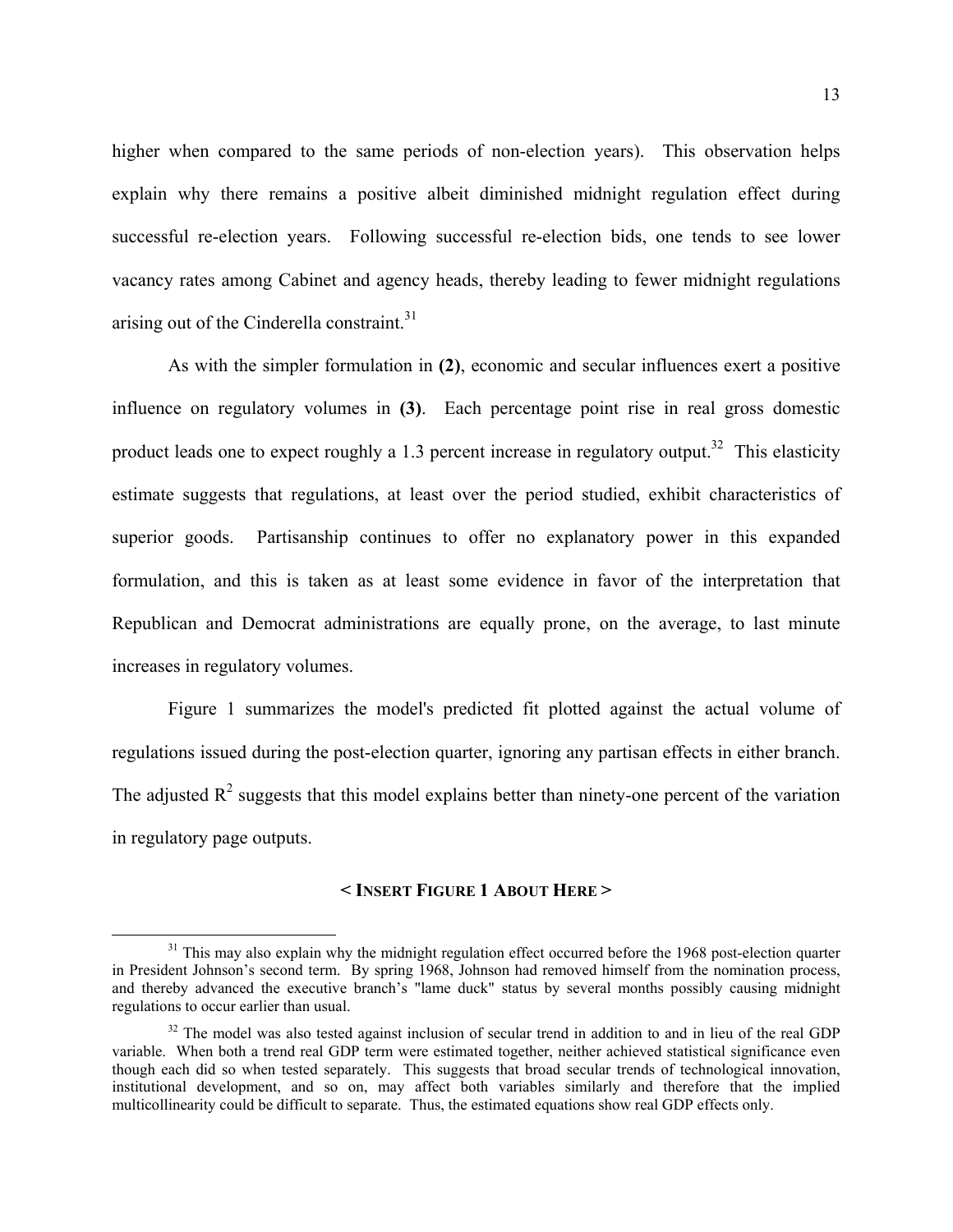higher when compared to the same periods of non-election years). This observation helps explain why there remains a positive albeit diminished midnight regulation effect during successful re-election years. Following successful re-election bids, one tends to see lower vacancy rates among Cabinet and agency heads, thereby leading to fewer midnight regulations arising out of the Cinderella constraint.[31]

As with the simpler formulation in **(2)**, economic and secular influences exert a positive influence on regulatory volumes in **(3)**. Each percentage point rise in real gross domestic product leads one to expect roughly a 1.3 percent increase in regulatory output.[32] This elasticity estimate suggests that regulations, at least over the period studied, exhibit characteristics of superior goods. Partisanship continues to offer no explanatory power in this expanded formulation, and this is taken as at least some evidence in favor of the interpretation that Republican and Democrat administrations are equally prone, on the average, to last minute increases in regulatory volumes.

Figure 1 summarizes the model's predicted fit plotted against the actual volume of regulations issued during the post-election quarter, ignoring any partisan effects in either branch. The adjusted $R^2$ suggests that this model explains better than ninety-one percent of the variation in regulatory page outputs.

**< INSERT FIGURE 1 ABOUT HERE >**

[31] This may also explain why the midnight regulation effect occurred before the 1968 post-election quarter in President Johnson's second term. By spring 1968, Johnson had removed himself from the nomination process, and thereby advanced the executive branch's "lame duck" status by several months possibly causing midnight regulations to occur earlier than usual.

[32] The model was also tested against inclusion of secular trend in addition to and in lieu of the real GDP variable. When both a trend real GDP term were estimated together, neither achieved statistical significance even though each did so when tested separately. This suggests that broad secular trends of technological innovation, institutional development, and so on, may affect both variables similarly and therefore that the implied multicollinearity could be difficult to separate. Thus, the estimated equations show real GDP effects only.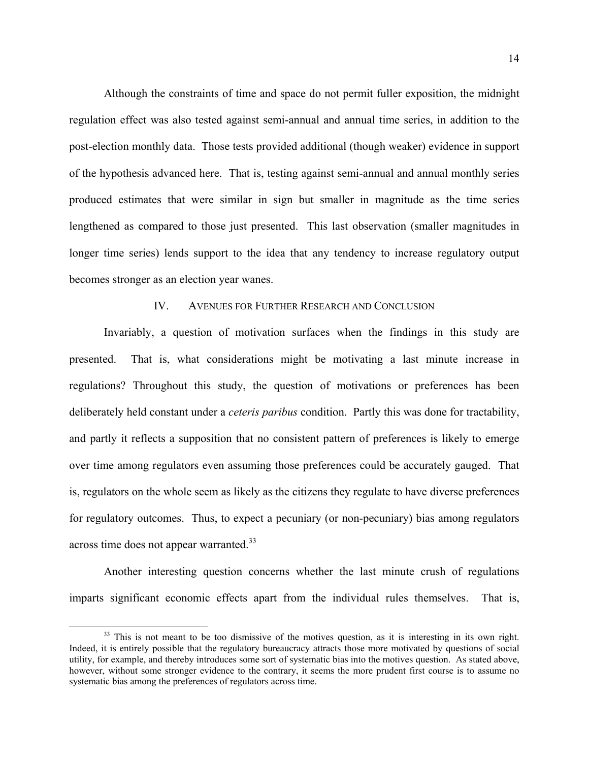Although the constraints of time and space do not permit fuller exposition, the midnight regulation effect was also tested against semi-annual and annual time series, in addition to the post-election monthly data. Those tests provided additional (though weaker) evidence in support of the hypothesis advanced here. That is, testing against semi-annual and annual monthly series produced estimates that were similar in sign but smaller in magnitude as the time series lengthened as compared to those just presented. This last observation (smaller magnitudes in longer time series) lends support to the idea that any tendency to increase regulatory output becomes stronger as an election year wanes.

## IV. Avenues for Further Research and Conclusion

Invariably, a question of motivation surfaces when the findings in this study are presented. That is, what considerations might be motivating a last minute increase in regulations? Throughout this study, the question of motivations or preferences has been deliberately held constant under a *ceteris paribus* condition. Partly this was done for tractability, and partly it reflects a supposition that no consistent pattern of preferences is likely to emerge over time among regulators even assuming those preferences could be accurately gauged. That is, regulators on the whole seem as likely as the citizens they regulate to have diverse preferences for regulatory outcomes. Thus, to expect a pecuniary (or non-pecuniary) bias among regulators across time does not appear warranted.[33]

Another interesting question concerns whether the last minute crush of regulations imparts significant economic effects apart from the individual rules themselves. That is,

[33] This is not meant to be too dismissive of the motives question, as it is interesting in its own right. Indeed, it is entirely possible that the regulatory bureaucracy attracts those more motivated by questions of social utility, for example, and thereby introduces some sort of systematic bias into the motives question. As stated above, however, without some stronger evidence to the contrary, it seems the more prudent first course is to assume no systematic bias among the preferences of regulators across time.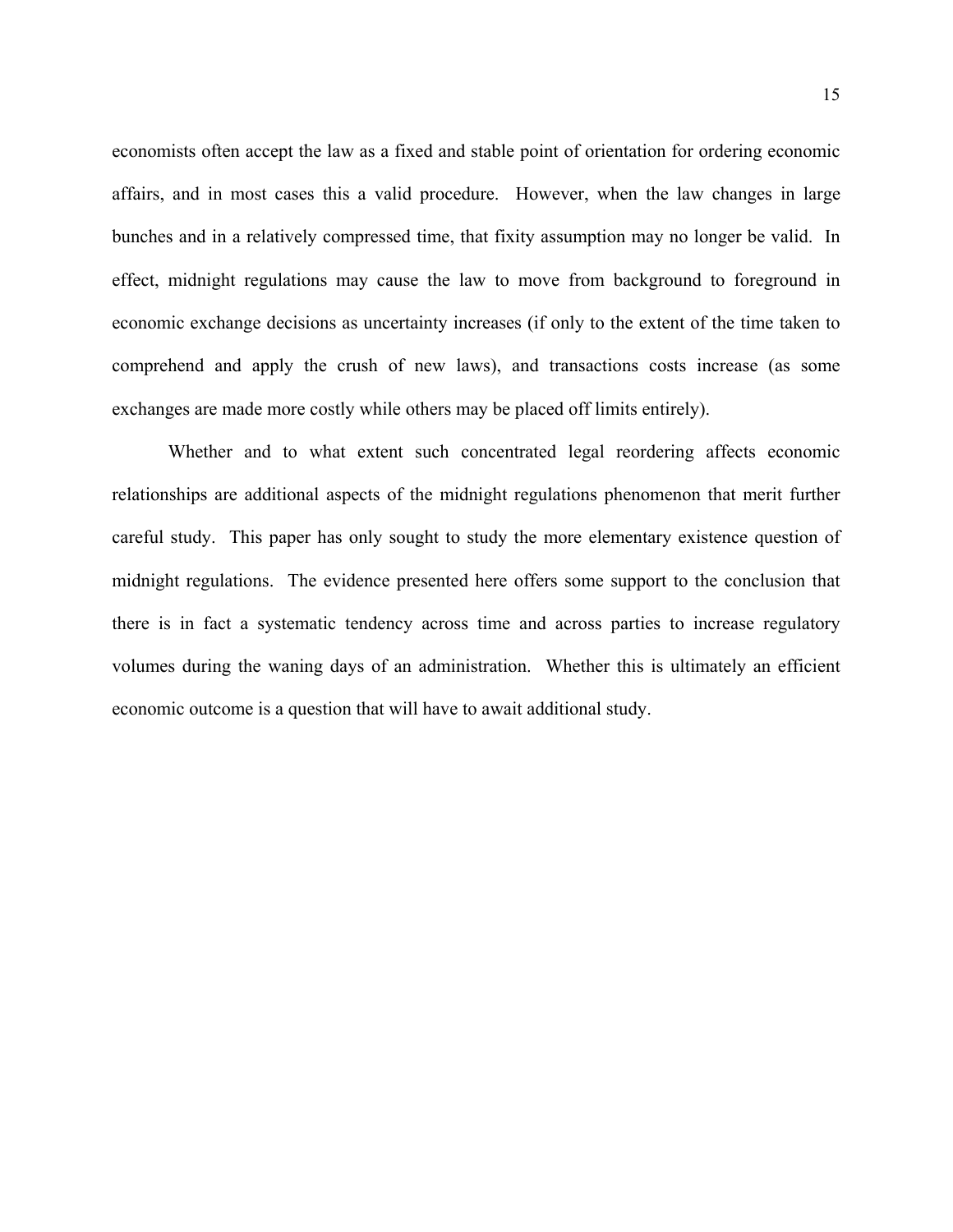economists often accept the law as a fixed and stable point of orientation for ordering economic affairs, and in most cases this a valid procedure. However, when the law changes in large bunches and in a relatively compressed time, that fixity assumption may no longer be valid. In effect, midnight regulations may cause the law to move from background to foreground in economic exchange decisions as uncertainty increases (if only to the extent of the time taken to comprehend and apply the crush of new laws), and transactions costs increase (as some exchanges are made more costly while others may be placed off limits entirely).

Whether and to what extent such concentrated legal reordering affects economic relationships are additional aspects of the midnight regulations phenomenon that merit further careful study. This paper has only sought to study the more elementary existence question of midnight regulations. The evidence presented here offers some support to the conclusion that there is in fact a systematic tendency across time and across parties to increase regulatory volumes during the waning days of an administration. Whether this is ultimately an efficient economic outcome is a question that will have to await additional study.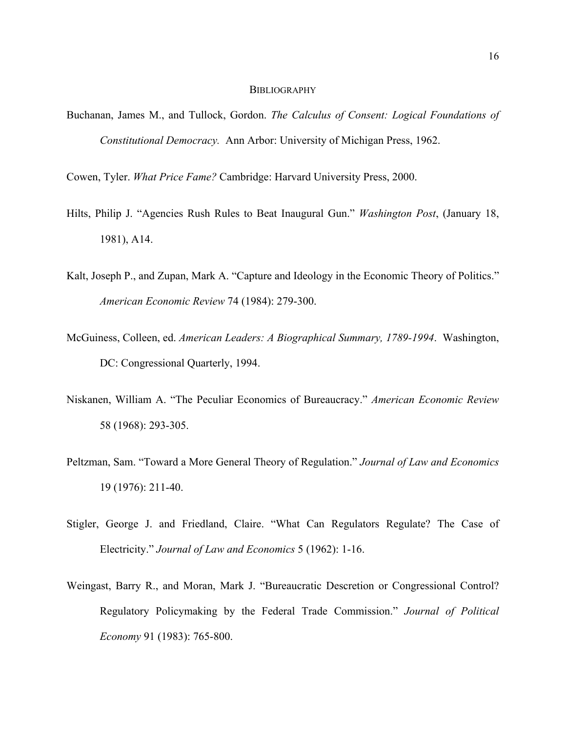# BIBLIOGRAPHY

Buchanan, James M., and Tullock, Gordon. *The Calculus of Consent: Logical Foundations of Constitutional Democracy.* Ann Arbor: University of Michigan Press, 1962.

Cowen, Tyler. *What Price Fame?* Cambridge: Harvard University Press, 2000.

Hilts, Philip J. "Agencies Rush Rules to Beat Inaugural Gun." *Washington Post*, (January 18, 1981), A14.

Kalt, Joseph P., and Zupan, Mark A. "Capture and Ideology in the Economic Theory of Politics." *American Economic Review* 74 (1984): 279-300.

McGuiness, Colleen, ed. *American Leaders: A Biographical Summary, 1789-1994*. Washington, DC: Congressional Quarterly, 1994.

Niskanen, William A. "The Peculiar Economics of Bureaucracy." *American Economic Review* 58 (1968): 293-305.

Peltzman, Sam. "Toward a More General Theory of Regulation." *Journal of Law and Economics* 19 (1976): 211-40.

Stigler, George J. and Friedland, Claire. "What Can Regulators Regulate? The Case of Electricity." *Journal of Law and Economics* 5 (1962): 1-16.

Weingast, Barry R., and Moran, Mark J. "Bureaucratic Descretion or Congressional Control? Regulatory Policymaking by the Federal Trade Commission." *Journal of Political Economy* 91 (1983): 765-800.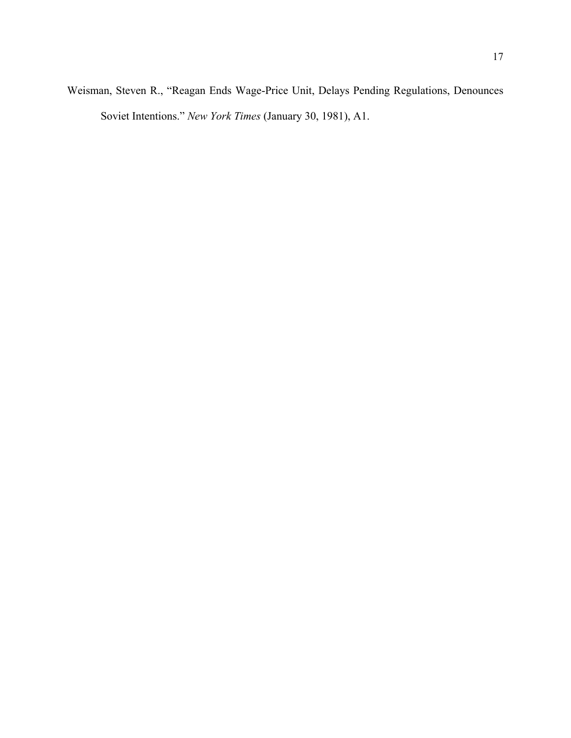Weisman, Steven R., "Reagan Ends Wage-Price Unit, Delays Pending Regulations, Denounces Soviet Intentions." *New York Times* (January 30, 1981), A1.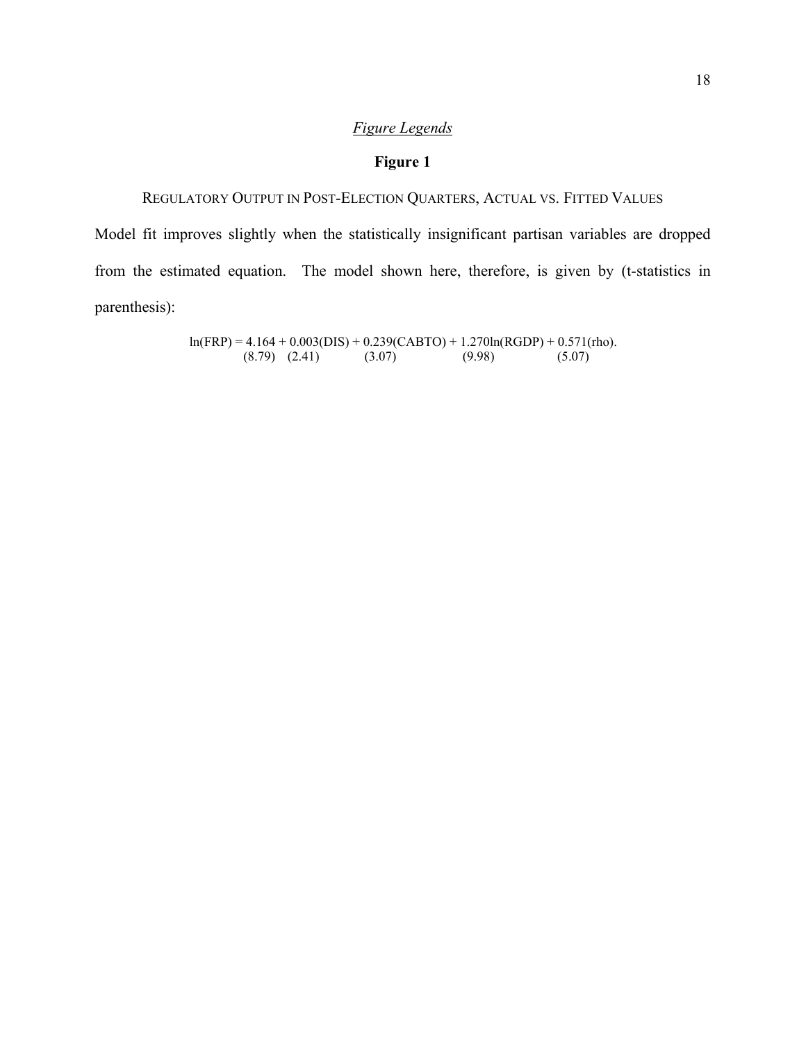*Figure Legends*

**Figure 1**

REGULATORY OUTPUT IN POST-ELECTION QUARTERS, ACTUAL VS. FITTED VALUES

Model fit improves slightly when the statistically insignificant partisan variables are dropped from the estimated equation. The model shown here, therefore, is given by (t-statistics in parenthesis):

$$\ln(FRP) = \underset{(8.79)}{4.164} + \underset{(2.41)}{0.003}(DIS) + \underset{(3.07)}{0.239}(CABTO) + \underset{(9.98)}{1.270}\ln(RGDP) + \underset{(5.07)}{0.571}(rho).$$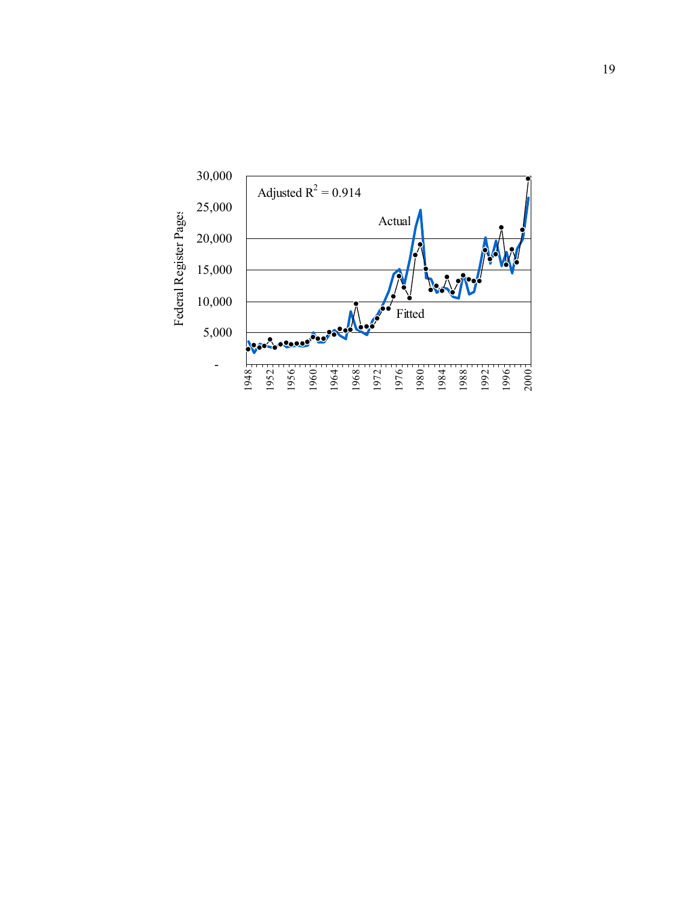Adjusted $R^2$ = 0.914

Actual

Fitted

Federal Register Pages

30,000
25,000
20,000
15,000
10,000
5,000
-

1948
1952
1956
1960
1964
1968
1972
1976
1980
1984
1988
1992
1996
2000